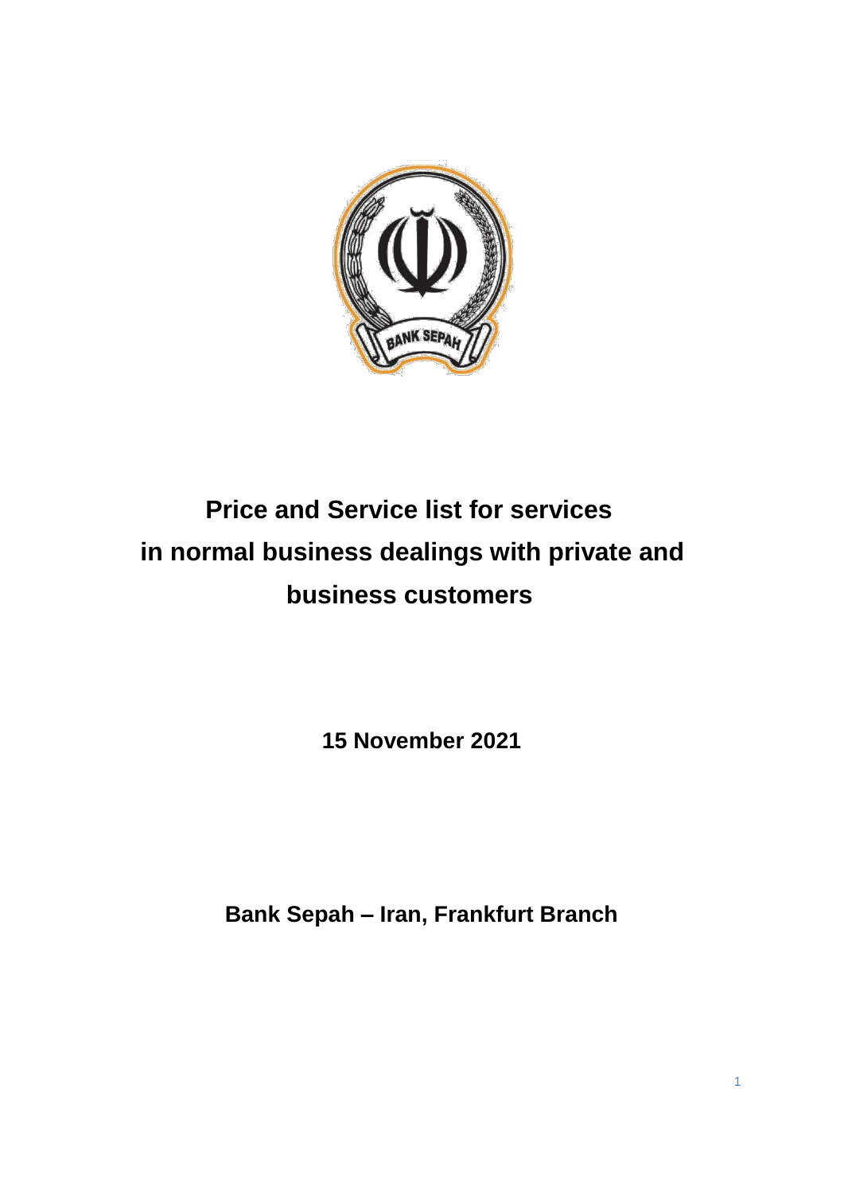# Price and Service list for services in normal business dealings with private and business customers

**15 November 2021**

**Bank Sepah – Iran, Frankfurt Branch**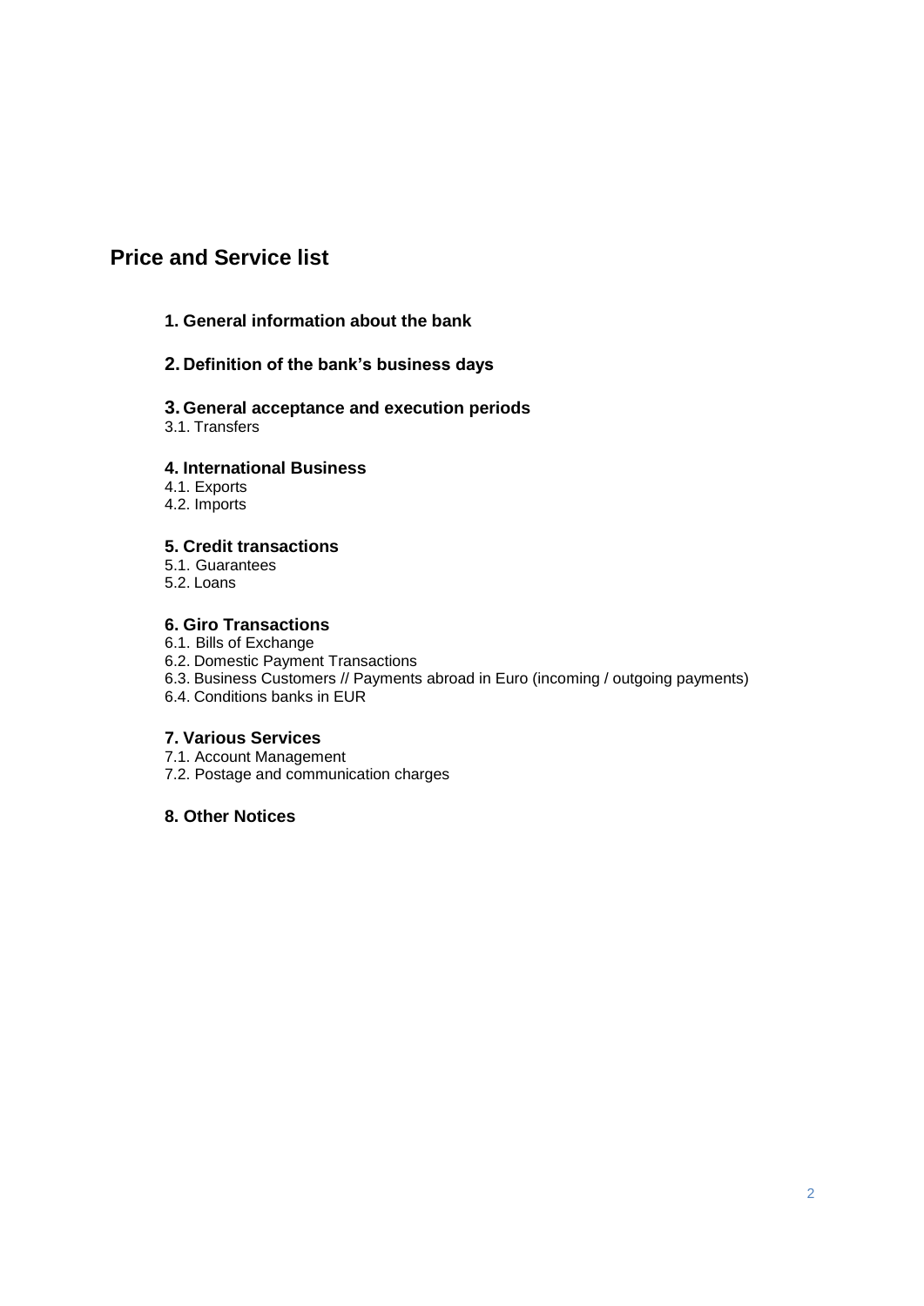# Price and Service list

## 1. General information about the bank

## 2. Definition of the bank's business days

## 3. General acceptance and execution periods

3.1. Transfers

## 4. International Business

4.1. Exports
4.2. Imports

## 5. Credit transactions

5.1. Guarantees
5.2. Loans

## 6. Giro Transactions

6.1. Bills of Exchange
6.2. Domestic Payment Transactions
6.3. Business Customers // Payments abroad in Euro (incoming / outgoing payments)
6.4. Conditions banks in EUR

## 7. Various Services

7.1. Account Management
7.2. Postage and communication charges

## 8. Other Notices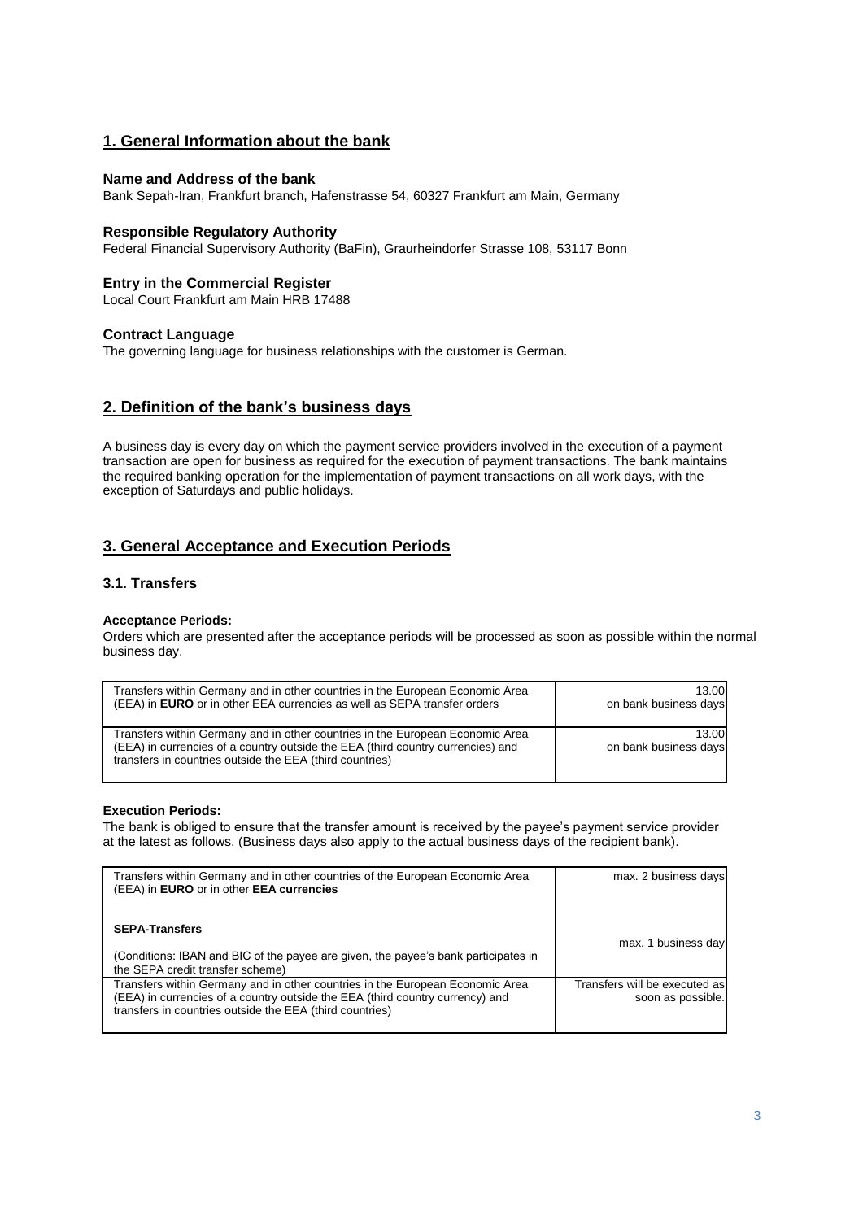## 1. General Information about the bank

**Name and Address of the bank**
Bank Sepah-Iran, Frankfurt branch, Hafenstrasse 54, 60327 Frankfurt am Main, Germany

**Responsible Regulatory Authority**
Federal Financial Supervisory Authority (BaFin), Graurheindorfer Strasse 108, 53117 Bonn

**Entry in the Commercial Register**
Local Court Frankfurt am Main HRB 17488

**Contract Language**
The governing language for business relationships with the customer is German.

## 2. Definition of the bank's business days

A business day is every day on which the payment service providers involved in the execution of a payment transaction are open for business as required for the execution of payment transactions. The bank maintains the required banking operation for the implementation of payment transactions on all work days, with the exception of Saturdays and public holidays.

## 3. General Acceptance and Execution Periods

### 3.1. Transfers

**Acceptance Periods:**
Orders which are presented after the acceptance periods will be processed as soon as possible within the normal business day.

| | |
|---|---|
| Transfers within Germany and in other countries in the European Economic Area (EEA) in **EURO** or in other EEA currencies as well as SEPA transfer orders | 13.00 on bank business days |
| Transfers within Germany and in other countries in the European Economic Area (EEA) in currencies of a country outside the EEA (third country currencies) and transfers in countries outside the EEA (third countries) | 13.00 on bank business days |

**Execution Periods:**
The bank is obliged to ensure that the transfer amount is received by the payee's payment service provider at the latest as follows. (Business days also apply to the actual business days of the recipient bank).

| | |
|---|---|
| Transfers within Germany and in other countries of the European Economic Area (EEA) in **EURO** or in other **EEA currencies** | max. 2 business days |
| **SEPA-Transfers**<br>(Conditions: IBAN and BIC of the payee are given, the payee's bank participates in the SEPA credit transfer scheme) | max. 1 business day |
| Transfers within Germany and in other countries in the European Economic Area (EEA) in currencies of a country outside the EEA (third country currency) and transfers in countries outside the EEA (third countries) | Transfers will be executed as soon as possible. |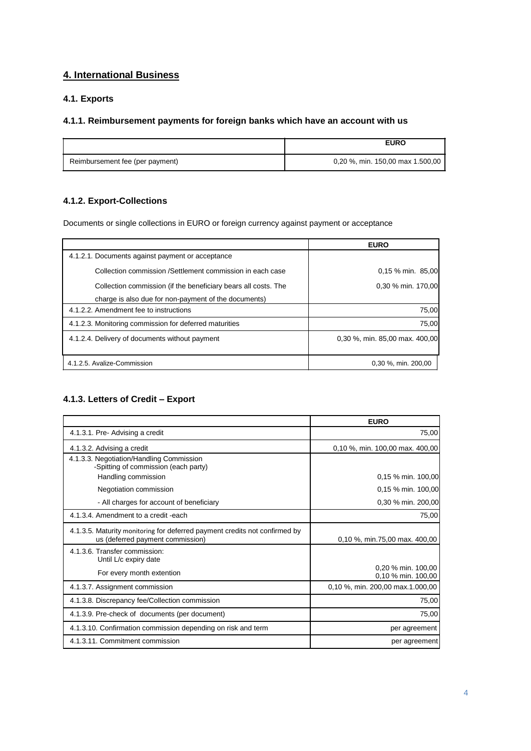## 4. International Business

### 4.1. Exports

#### 4.1.1. Reimbursement payments for foreign banks which have an account with us

| | EURO |
|---|---|
| Reimbursement fee (per payment) | 0,20 %, min. 150,00 max 1.500,00 |

#### 4.1.2. Export-Collections

Documents or single collections in EURO or foreign currency against payment or acceptance

| | EURO |
|---|---|
| 4.1.2.1. Documents against payment or acceptance | |
| Collection commission /Settlement commission in each case | 0,15 % min. 85,00 |
| Collection commission (if the beneficiary bears all costs. The charge is also due for non-payment of the documents) | 0,30 % min. 170,00 |
| 4.1.2.2. Amendment fee to instructions | 75,00 |
| 4.1.2.3. Monitoring commission for deferred maturities | 75,00 |
| 4.1.2.4. Delivery of documents without payment | 0,30 %, min. 85,00 max. 400,00 |
| 4.1.2.5. Avalize-Commission | 0,30 %, min. 200,00 |

#### 4.1.3. Letters of Credit – Export

| | EURO |
|---|---|
| 4.1.3.1. Pre- Advising a credit | 75,00 |
| 4.1.3.2. Advising a credit | 0,10 %, min. 100,00 max. 400,00 |
| 4.1.3.3. Negotiation/Handling Commission -Spitting of commission (each party) | |
| Handling commission | 0,15 % min. 100,00 |
| Negotiation commission | 0,15 % min. 100,00 |
| - All charges for account of beneficiary | 0,30 % min. 200,00 |
| 4.1.3.4. Amendment to a credit -each | 75,00 |
| 4.1.3.5. Maturity monitoring for deferred payment credits not confirmed by us (deferred payment commission) | 0,10 %, min.75,00 max. 400,00 |
| 4.1.3.6. Transfer commission: Until L/c expiry date | 0,20 % min. 100,00 |
| For every month extention | 0,10 % min. 100,00 |
| 4.1.3.7. Assignment commission | 0,10 %, min. 200,00 max.1.000,00 |
| 4.1.3.8. Discrepancy fee/Collection commission | 75,00 |
| 4.1.3.9. Pre-check of documents (per document) | 75,00 |
| 4.1.3.10. Confirmation commission depending on risk and term | per agreement |
| 4.1.3.11. Commitment commission | per agreement |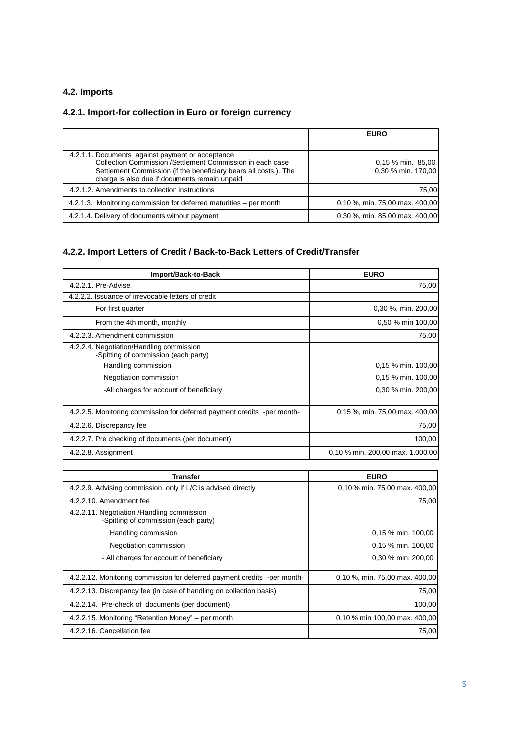### 4.2. Imports

#### 4.2.1. Import-for collection in Euro or foreign currency

| | EURO |
|---|---|
| 4.2.1.1. Documents against payment or acceptance<br>Collection Commission /Settlement Commission in each case<br>Settlement Commission (if the beneficiary bears all costs.). The charge is also due if documents remain unpaid | 0,15 % min. 85,00<br>0,30 % min. 170,00 |
| 4.2.1.2. Amendments to collection instructions | 75,00 |
| 4.2.1.3. Monitoring commission for deferred maturities – per month | 0,10 %, min. 75,00 max. 400,00 |
| 4.2.1.4. Delivery of documents without payment | 0,30 %, min. 85,00 max. 400,00 |

#### 4.2.2. Import Letters of Credit / Back-to-Back Letters of Credit/Transfer

| Import/Back-to-Back | EURO |
|---|---|
| 4.2.2.1. Pre-Advise | 75,00 |
| 4.2.2.2. Issuance of irrevocable letters of credit | |
| For first quarter | 0,30 %, min. 200,00 |
| From the 4th month, monthly | 0,50 % min 100,00 |
| 4.2.2.3. Amendment commission | 75.00 |
| 4.2.2.4. Negotiation/Handling commission<br>-Spitting of commission (each party) | |
| Handling commission | 0,15 % min. 100,00 |
| Negotiation commission | 0,15 % min. 100,00 |
| -All charges for account of beneficiary | 0,30 % min. 200,00 |
| 4.2.2.5. Monitoring commission for deferred payment credits -per month- | 0,15 %, min. 75,00 max. 400,00 |
| 4.2.2.6. Discrepancy fee | 75,00 |
| 4.2.2.7. Pre checking of documents (per document) | 100,00 |
| 4.2.2.8. Assignment | 0,10 % min. 200,00 max. 1.000,00 |

| Transfer | EURO |
|---|---|
| 4.2.2.9. Advising commission, only if L/C is advised directly | 0,10 % min. 75,00 max. 400,00 |
| 4.2.2.10. Amendment fee | 75,00 |
| 4.2.2.11. Negotiation /Handling commission<br>-Spitting of commission (each party) | |
| Handling commission | 0,15 % min. 100,00 |
| Negotiation commission | 0,15 % min. 100,00 |
| - All charges for account of beneficiary | 0,30 % min. 200,00 |
| 4.2.2.12. Monitoring commission for deferred payment credits -per month- | 0,10 %, min. 75,00 max. 400,00 |
| 4.2.2.13. Discrepancy fee (in case of handling on collection basis) | 75,00 |
| 4.2.2.14. Pre-check of documents (per document) | 100,00 |
| 4.2.2.15. Monitoring "Retention Money" – per month | 0,10 % min 100,00 max. 400,00 |
| 4.2.2.16. Cancellation fee | 75,00 |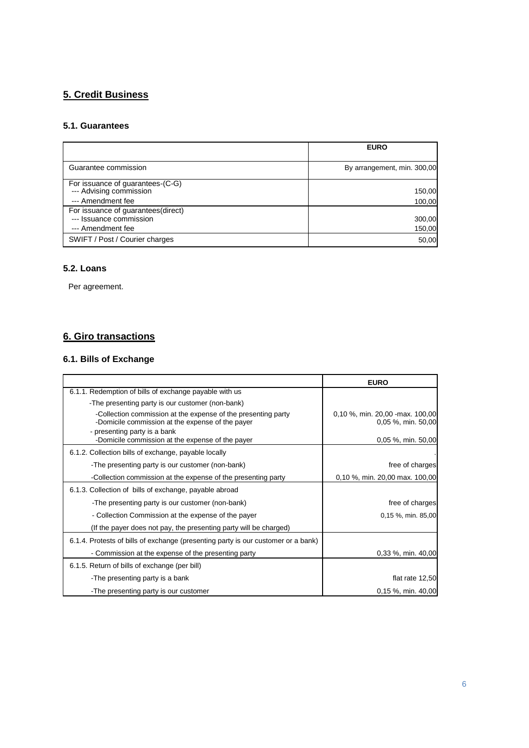## 5. Credit Business

### 5.1. Guarantees

| | EURO |
|---|---|
| Guarantee commission | By arrangement, min. 300,00 |
| For issuance of guarantees-(C-G)<br>--- Advising commission<br>--- Amendment fee | <br>150,00<br>100,00 |
| For issuance of guarantees(direct)<br>--- Issuance commission<br>--- Amendment fee | <br>300,00<br>150,00 |
| SWIFT / Post / Courier charges | 50,00 |

### 5.2. Loans

Per agreement.

## 6. Giro transactions

### 6.1. Bills of Exchange

| | EURO |
|---|---|
| 6.1.1. Redemption of bills of exchange payable with us | |
| -The presenting party is our customer (non-bank) | |
| -Collection commission at the expense of the presenting party<br>-Domicile commission at the expense of the payer | 0,10 %, min. 20,00 -max. 100,00<br>0,05 %, min. 50,00 |
| - presenting party is a bank<br>-Domicile commission at the expense of the payer | <br>0,05 %, min. 50,00 |
| 6.1.2. Collection bills of exchange, payable locally | . |
| -The presenting party is our customer (non-bank) | free of charges |
| -Collection commission at the expense of the presenting party | 0,10 %, min. 20,00 max. 100,00 |
| 6.1.3. Collection of bills of exchange, payable abroad | |
| -The presenting party is our customer (non-bank) | free of charges |
| - Collection Commission at the expense of the payer | 0,15 %, min. 85,00 |
| (If the payer does not pay, the presenting party will be charged) | |
| 6.1.4. Protests of bills of exchange (presenting party is our customer or a bank) | |
| - Commission at the expense of the presenting party | 0,33 %, min. 40,00 |
| 6.1.5. Return of bills of exchange (per bill) | |
| -The presenting party is a bank | flat rate 12,50 |
| -The presenting party is our customer | 0,15 %, min. 40,00 |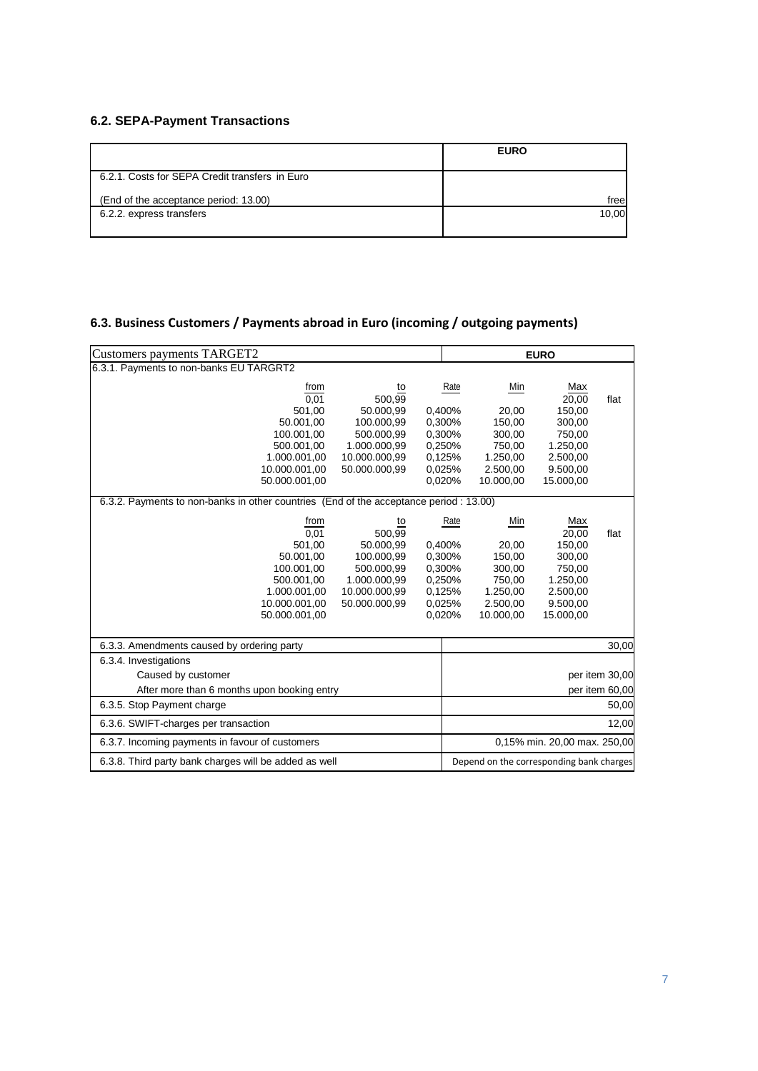### 6.2. SEPA-Payment Transactions

| | EURO |
|---|---|
| 6.2.1. Costs for SEPA Credit transfers in Euro<br>(End of the acceptance period: 13.00) | free |
| 6.2.2. express transfers | 10,00 |

### 6.3. Business Customers / Payments abroad in Euro (incoming / outgoing payments)

| Customers payments TARGET2 | | | | | EURO |
|---|---|---|---|---|---|
| **6.3.1. Payments to non-banks EU TARGRT2** | | | | | |
| from | to | Rate | Min | Max | |
| 0,01 | 500,99 | | | 20,00 | flat |
| 501,00 | 50.000,99 | 0,400% | 20,00 | 150,00 | |
| 50.001,00 | 100.000,99 | 0,300% | 150,00 | 300,00 | |
| 100.001,00 | 500.000,99 | 0,300% | 300,00 | 750,00 | |
| 500.001,00 | 1.000.000,99 | 0,250% | 750,00 | 1.250,00 | |
| 1.000.001,00 | 10.000.000,99 | 0,125% | 1.250,00 | 2.500,00 | |
| 10.000.001,00 | 50.000.000,99 | 0,025% | 2.500,00 | 9.500,00 | |
| 50.000.001,00 | | 0,020% | 10.000,00 | 15.000,00 | |
| **6.3.2. Payments to non-banks in other countries (End of the acceptance period : 13.00)** | | | | | |
| from | to | Rate | Min | Max | |
| 0,01 | 500,99 | | | 20,00 | flat |
| 501,00 | 50.000,99 | 0,400% | 20,00 | 150,00 | |
| 50.001,00 | 100.000,99 | 0,300% | 150,00 | 300,00 | |
| 100.001,00 | 500.000,99 | 0,300% | 300,00 | 750,00 | |
| 500.001,00 | 1.000.000,99 | 0,250% | 750,00 | 1.250,00 | |
| 1.000.001,00 | 10.000.000,99 | 0,125% | 1.250,00 | 2.500,00 | |
| 10.000.001,00 | 50.000.000,99 | 0,025% | 2.500,00 | 9.500,00 | |
| 50.000.001,00 | | 0,020% | 10.000,00 | 15.000,00 | |

| | EURO |
|---|---|
| 6.3.3. Amendments caused by ordering party | 30,00 |
| 6.3.4. Investigations | |
| Caused by customer | per item 30,00 |
| After more than 6 months upon booking entry | per item 60,00 |
| 6.3.5. Stop Payment charge | 50,00 |
| 6.3.6. SWIFT-charges per transaction | 12,00 |
| 6.3.7. Incoming payments in favour of customers | 0,15% min. 20,00 max. 250,00 |
| 6.3.8. Third party bank charges will be added as well | Depend on the corresponding bank charges |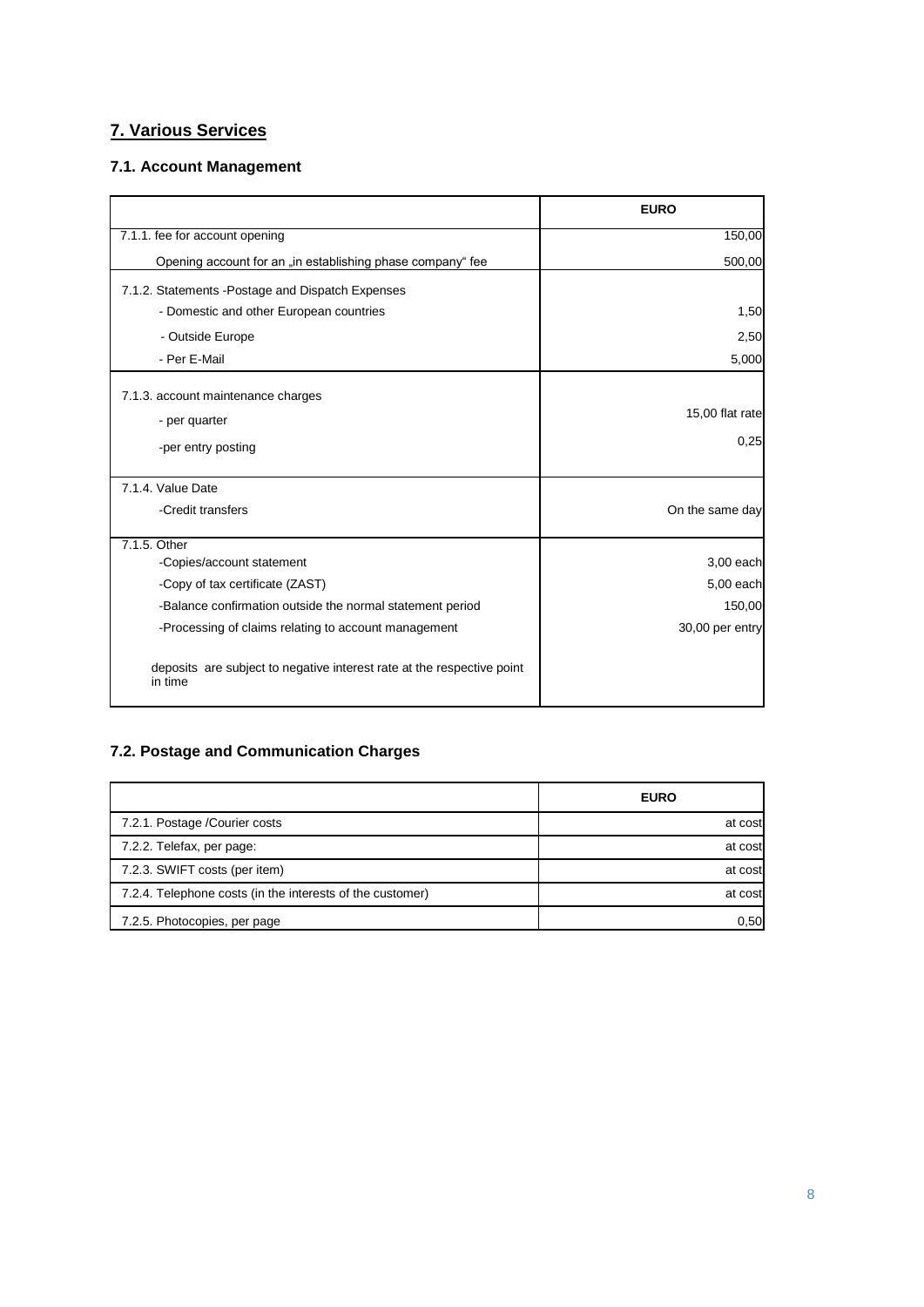## 7. Various Services

### 7.1. Account Management

| | EURO |
|---|---|
| 7.1.1. fee for account opening | 150,00 |
| Opening account for an „in establishing phase company“ fee | 500,00 |
| 7.1.2. Statements -Postage and Dispatch Expenses | |
| - Domestic and other European countries | 1,50 |
| - Outside Europe | 2,50 |
| - Per E-Mail | 5,000 |
| 7.1.3. account maintenance charges | |
| - per quarter | 15,00 flat rate |
| -per entry posting | 0,25 |
| 7.1.4. Value Date | |
| -Credit transfers | On the same day |
| 7.1.5. Other | |
| -Copies/account statement | 3,00 each |
| -Copy of tax certificate (ZAST) | 5,00 each |
| -Balance confirmation outside the normal statement period | 150,00 |
| -Processing of claims relating to account management | 30,00 per entry |
| deposits are subject to negative interest rate at the respective point in time | |

### 7.2. Postage and Communication Charges

| | EURO |
|---|---|
| 7.2.1. Postage /Courier costs | at cost |
| 7.2.2. Telefax, per page: | at cost |
| 7.2.3. SWIFT costs (per item) | at cost |
| 7.2.4. Telephone costs (in the interests of the customer) | at cost |
| 7.2.5. Photocopies, per page | 0,50 |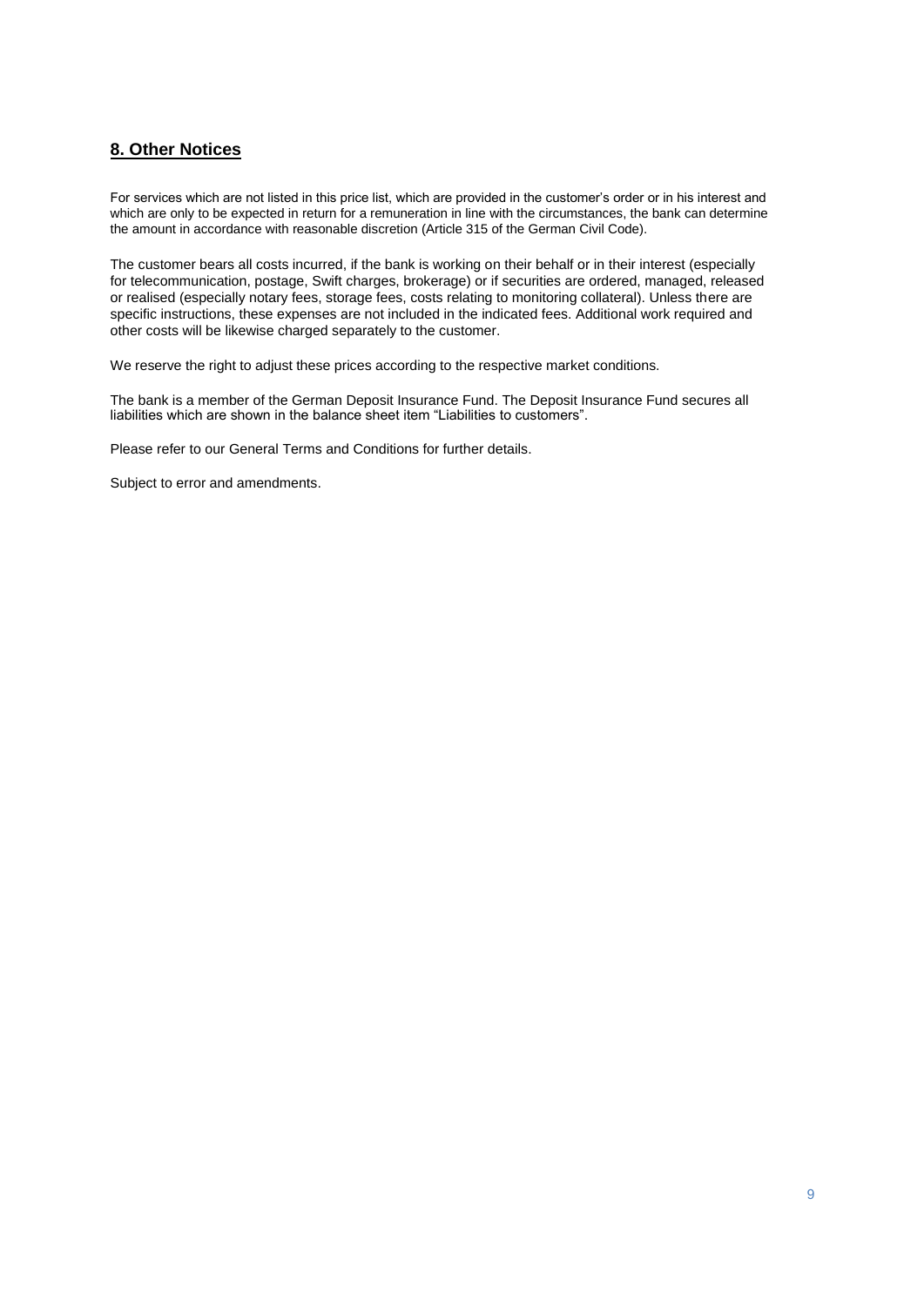## 8. Other Notices

For services which are not listed in this price list, which are provided in the customer's order or in his interest and which are only to be expected in return for a remuneration in line with the circumstances, the bank can determine the amount in accordance with reasonable discretion (Article 315 of the German Civil Code).

The customer bears all costs incurred, if the bank is working on their behalf or in their interest (especially for telecommunication, postage, Swift charges, brokerage) or if securities are ordered, managed, released or realised (especially notary fees, storage fees, costs relating to monitoring collateral). Unless there are specific instructions, these expenses are not included in the indicated fees. Additional work required and other costs will be likewise charged separately to the customer.

We reserve the right to adjust these prices according to the respective market conditions.

The bank is a member of the German Deposit Insurance Fund. The Deposit Insurance Fund secures all liabilities which are shown in the balance sheet item "Liabilities to customers".

Please refer to our General Terms and Conditions for further details.

Subject to error and amendments.